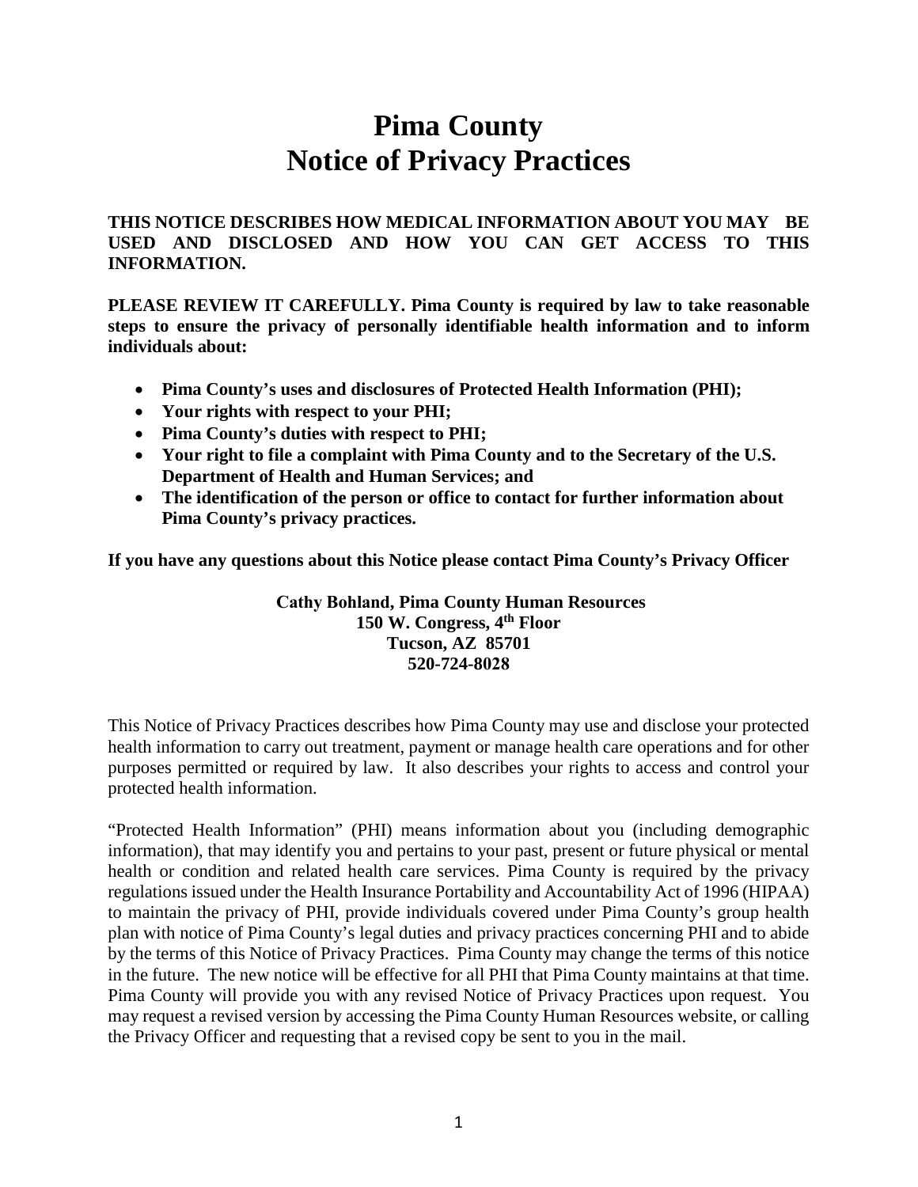# Pima County
# Notice of Privacy Practices

**THIS NOTICE DESCRIBES HOW MEDICAL INFORMATION ABOUT YOU MAY BE USED AND DISCLOSED AND HOW YOU CAN GET ACCESS TO THIS INFORMATION.**

**PLEASE REVIEW IT CAREFULLY. Pima County is required by law to take reasonable steps to ensure the privacy of personally identifiable health information and to inform individuals about:**

- **Pima County's uses and disclosures of Protected Health Information (PHI);**
- **Your rights with respect to your PHI;**
- **Pima County's duties with respect to PHI;**
- **Your right to file a complaint with Pima County and to the Secretary of the U.S. Department of Health and Human Services; and**
- **The identification of the person or office to contact for further information about Pima County's privacy practices.**

**If you have any questions about this Notice please contact Pima County's Privacy Officer**

**Cathy Bohland, Pima County Human Resources**
**150 W. Congress, 4th Floor**
**Tucson, AZ 85701**
**520-724-8028**

This Notice of Privacy Practices describes how Pima County may use and disclose your protected health information to carry out treatment, payment or manage health care operations and for other purposes permitted or required by law. It also describes your rights to access and control your protected health information.

"Protected Health Information" (PHI) means information about you (including demographic information), that may identify you and pertains to your past, present or future physical or mental health or condition and related health care services. Pima County is required by the privacy regulations issued under the Health Insurance Portability and Accountability Act of 1996 (HIPAA) to maintain the privacy of PHI, provide individuals covered under Pima County's group health plan with notice of Pima County's legal duties and privacy practices concerning PHI and to abide by the terms of this Notice of Privacy Practices. Pima County may change the terms of this notice in the future. The new notice will be effective for all PHI that Pima County maintains at that time. Pima County will provide you with any revised Notice of Privacy Practices upon request. You may request a revised version by accessing the Pima County Human Resources website, or calling the Privacy Officer and requesting that a revised copy be sent to you in the mail.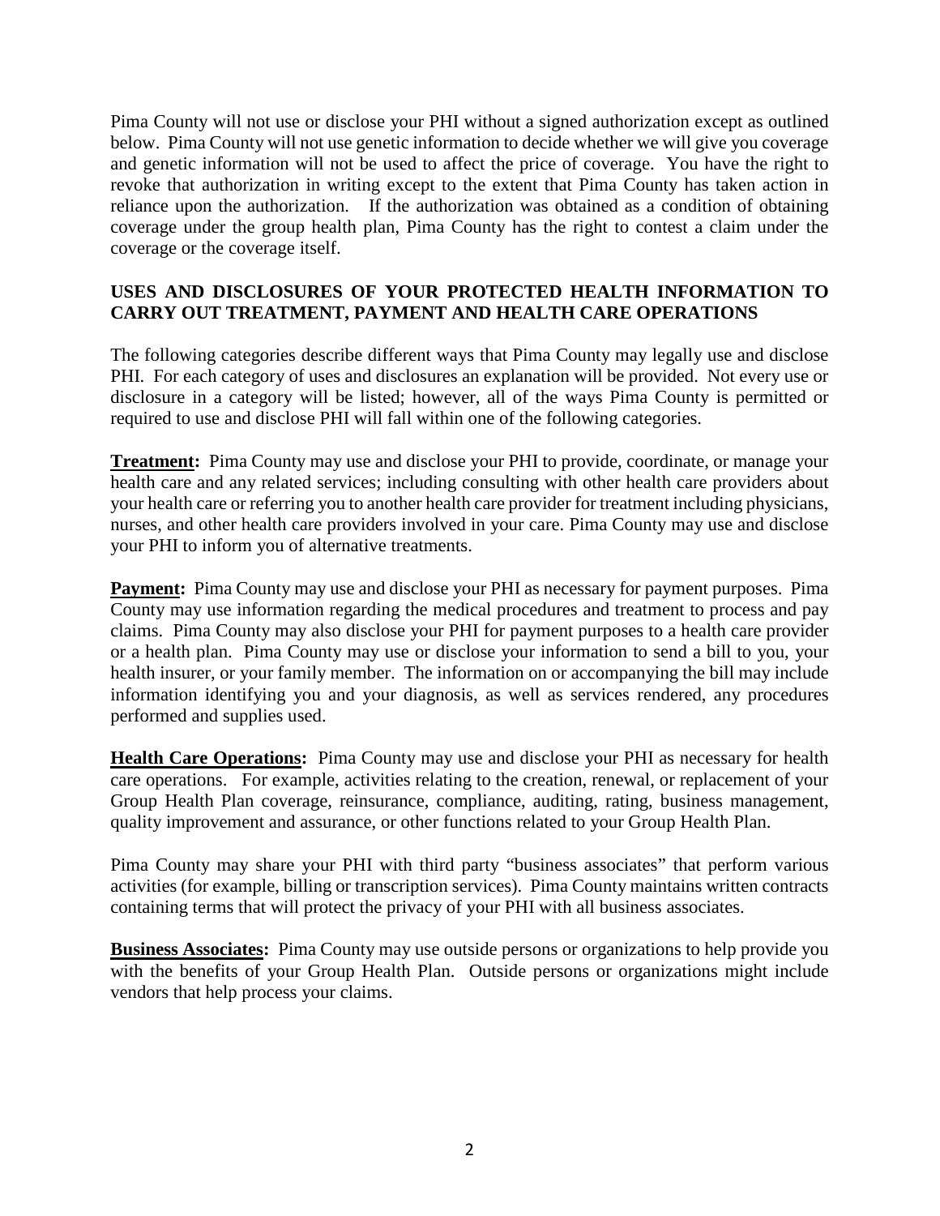Pima County will not use or disclose your PHI without a signed authorization except as outlined below. Pima County will not use genetic information to decide whether we will give you coverage and genetic information will not be used to affect the price of coverage. You have the right to revoke that authorization in writing except to the extent that Pima County has taken action in reliance upon the authorization. If the authorization was obtained as a condition of obtaining coverage under the group health plan, Pima County has the right to contest a claim under the coverage or the coverage itself.

## USES AND DISCLOSURES OF YOUR PROTECTED HEALTH INFORMATION TO CARRY OUT TREATMENT, PAYMENT AND HEALTH CARE OPERATIONS

The following categories describe different ways that Pima County may legally use and disclose PHI. For each category of uses and disclosures an explanation will be provided. Not every use or disclosure in a category will be listed; however, all of the ways Pima County is permitted or required to use and disclose PHI will fall within one of the following categories.

**Treatment:** Pima County may use and disclose your PHI to provide, coordinate, or manage your health care and any related services; including consulting with other health care providers about your health care or referring you to another health care provider for treatment including physicians, nurses, and other health care providers involved in your care. Pima County may use and disclose your PHI to inform you of alternative treatments.

**Payment:** Pima County may use and disclose your PHI as necessary for payment purposes. Pima County may use information regarding the medical procedures and treatment to process and pay claims. Pima County may also disclose your PHI for payment purposes to a health care provider or a health plan. Pima County may use or disclose your information to send a bill to you, your health insurer, or your family member. The information on or accompanying the bill may include information identifying you and your diagnosis, as well as services rendered, any procedures performed and supplies used.

**Health Care Operations:** Pima County may use and disclose your PHI as necessary for health care operations. For example, activities relating to the creation, renewal, or replacement of your Group Health Plan coverage, reinsurance, compliance, auditing, rating, business management, quality improvement and assurance, or other functions related to your Group Health Plan.

Pima County may share your PHI with third party "business associates" that perform various activities (for example, billing or transcription services). Pima County maintains written contracts containing terms that will protect the privacy of your PHI with all business associates.

**Business Associates:** Pima County may use outside persons or organizations to help provide you with the benefits of your Group Health Plan. Outside persons or organizations might include vendors that help process your claims.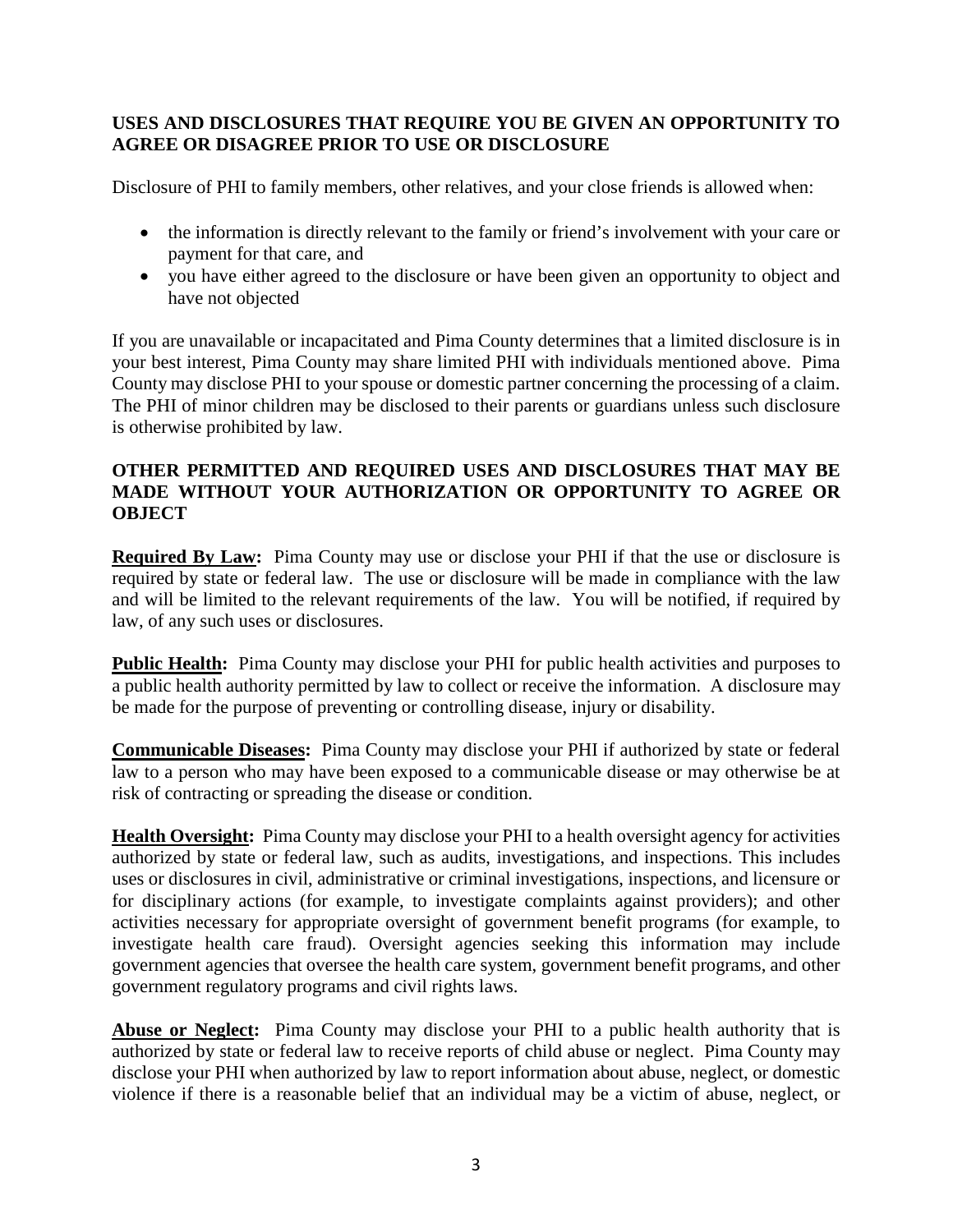## USES AND DISCLOSURES THAT REQUIRE YOU BE GIVEN AN OPPORTUNITY TO AGREE OR DISAGREE PRIOR TO USE OR DISCLOSURE

Disclosure of PHI to family members, other relatives, and your close friends is allowed when:

- the information is directly relevant to the family or friend's involvement with your care or payment for that care, and
- you have either agreed to the disclosure or have been given an opportunity to object and have not objected

If you are unavailable or incapacitated and Pima County determines that a limited disclosure is in your best interest, Pima County may share limited PHI with individuals mentioned above. Pima County may disclose PHI to your spouse or domestic partner concerning the processing of a claim. The PHI of minor children may be disclosed to their parents or guardians unless such disclosure is otherwise prohibited by law.

## OTHER PERMITTED AND REQUIRED USES AND DISCLOSURES THAT MAY BE MADE WITHOUT YOUR AUTHORIZATION OR OPPORTUNITY TO AGREE OR OBJECT

**Required By Law:** Pima County may use or disclose your PHI if that the use or disclosure is required by state or federal law. The use or disclosure will be made in compliance with the law and will be limited to the relevant requirements of the law. You will be notified, if required by law, of any such uses or disclosures.

**Public Health:** Pima County may disclose your PHI for public health activities and purposes to a public health authority permitted by law to collect or receive the information. A disclosure may be made for the purpose of preventing or controlling disease, injury or disability.

**Communicable Diseases:** Pima County may disclose your PHI if authorized by state or federal law to a person who may have been exposed to a communicable disease or may otherwise be at risk of contracting or spreading the disease or condition.

**Health Oversight:** Pima County may disclose your PHI to a health oversight agency for activities authorized by state or federal law, such as audits, investigations, and inspections. This includes uses or disclosures in civil, administrative or criminal investigations, inspections, and licensure or for disciplinary actions (for example, to investigate complaints against providers); and other activities necessary for appropriate oversight of government benefit programs (for example, to investigate health care fraud). Oversight agencies seeking this information may include government agencies that oversee the health care system, government benefit programs, and other government regulatory programs and civil rights laws.

**Abuse or Neglect:** Pima County may disclose your PHI to a public health authority that is authorized by state or federal law to receive reports of child abuse or neglect. Pima County may disclose your PHI when authorized by law to report information about abuse, neglect, or domestic violence if there is a reasonable belief that an individual may be a victim of abuse, neglect, or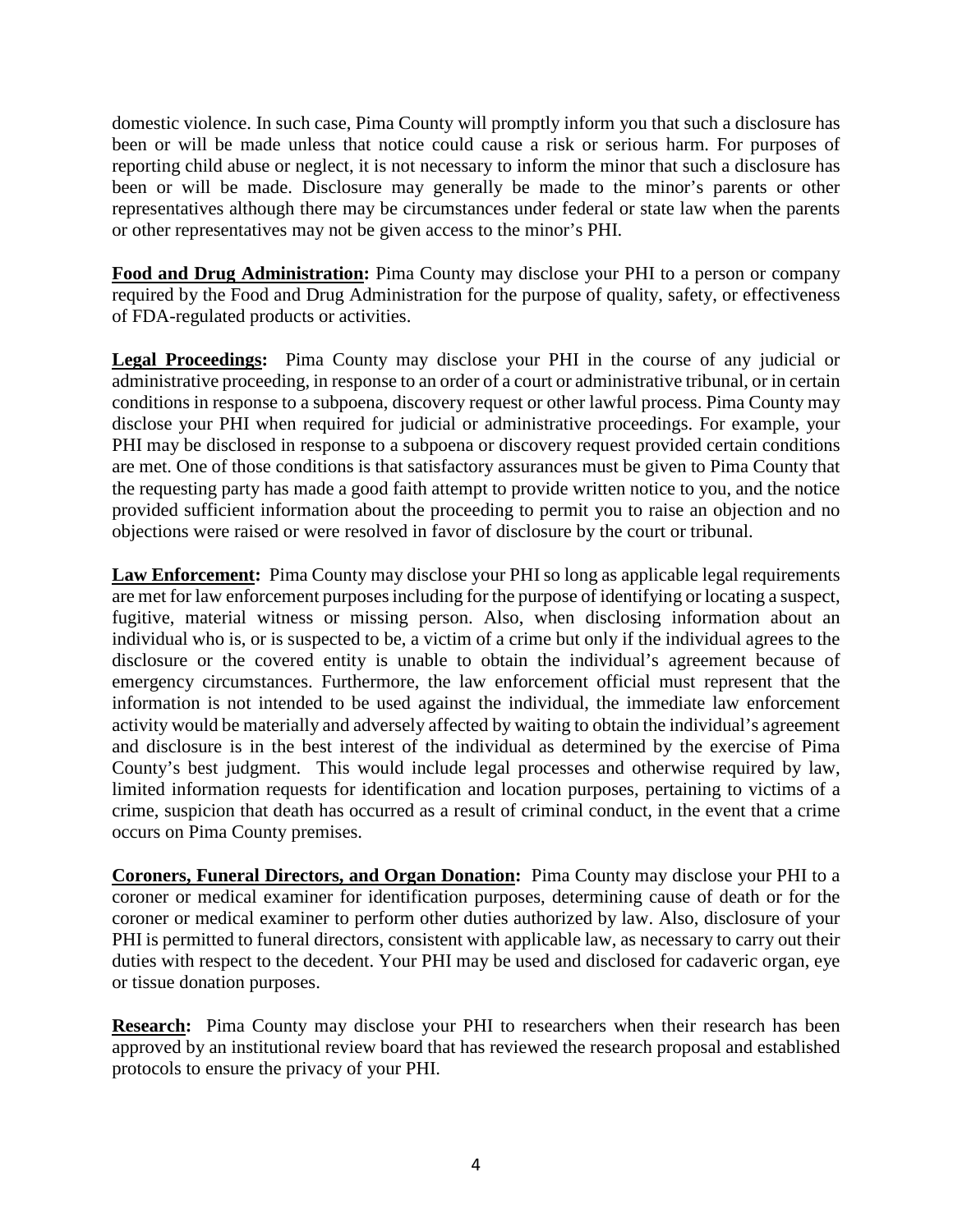domestic violence. In such case, Pima County will promptly inform you that such a disclosure has been or will be made unless that notice could cause a risk or serious harm. For purposes of reporting child abuse or neglect, it is not necessary to inform the minor that such a disclosure has been or will be made. Disclosure may generally be made to the minor's parents or other representatives although there may be circumstances under federal or state law when the parents or other representatives may not be given access to the minor's PHI.

**Food and Drug Administration:** Pima County may disclose your PHI to a person or company required by the Food and Drug Administration for the purpose of quality, safety, or effectiveness of FDA-regulated products or activities.

**Legal Proceedings:** Pima County may disclose your PHI in the course of any judicial or administrative proceeding, in response to an order of a court or administrative tribunal, or in certain conditions in response to a subpoena, discovery request or other lawful process. Pima County may disclose your PHI when required for judicial or administrative proceedings. For example, your PHI may be disclosed in response to a subpoena or discovery request provided certain conditions are met. One of those conditions is that satisfactory assurances must be given to Pima County that the requesting party has made a good faith attempt to provide written notice to you, and the notice provided sufficient information about the proceeding to permit you to raise an objection and no objections were raised or were resolved in favor of disclosure by the court or tribunal.

**Law Enforcement:** Pima County may disclose your PHI so long as applicable legal requirements are met for law enforcement purposes including for the purpose of identifying or locating a suspect, fugitive, material witness or missing person. Also, when disclosing information about an individual who is, or is suspected to be, a victim of a crime but only if the individual agrees to the disclosure or the covered entity is unable to obtain the individual's agreement because of emergency circumstances. Furthermore, the law enforcement official must represent that the information is not intended to be used against the individual, the immediate law enforcement activity would be materially and adversely affected by waiting to obtain the individual's agreement and disclosure is in the best interest of the individual as determined by the exercise of Pima County's best judgment. This would include legal processes and otherwise required by law, limited information requests for identification and location purposes, pertaining to victims of a crime, suspicion that death has occurred as a result of criminal conduct, in the event that a crime occurs on Pima County premises.

**Coroners, Funeral Directors, and Organ Donation:** Pima County may disclose your PHI to a coroner or medical examiner for identification purposes, determining cause of death or for the coroner or medical examiner to perform other duties authorized by law. Also, disclosure of your PHI is permitted to funeral directors, consistent with applicable law, as necessary to carry out their duties with respect to the decedent. Your PHI may be used and disclosed for cadaveric organ, eye or tissue donation purposes.

**Research:** Pima County may disclose your PHI to researchers when their research has been approved by an institutional review board that has reviewed the research proposal and established protocols to ensure the privacy of your PHI.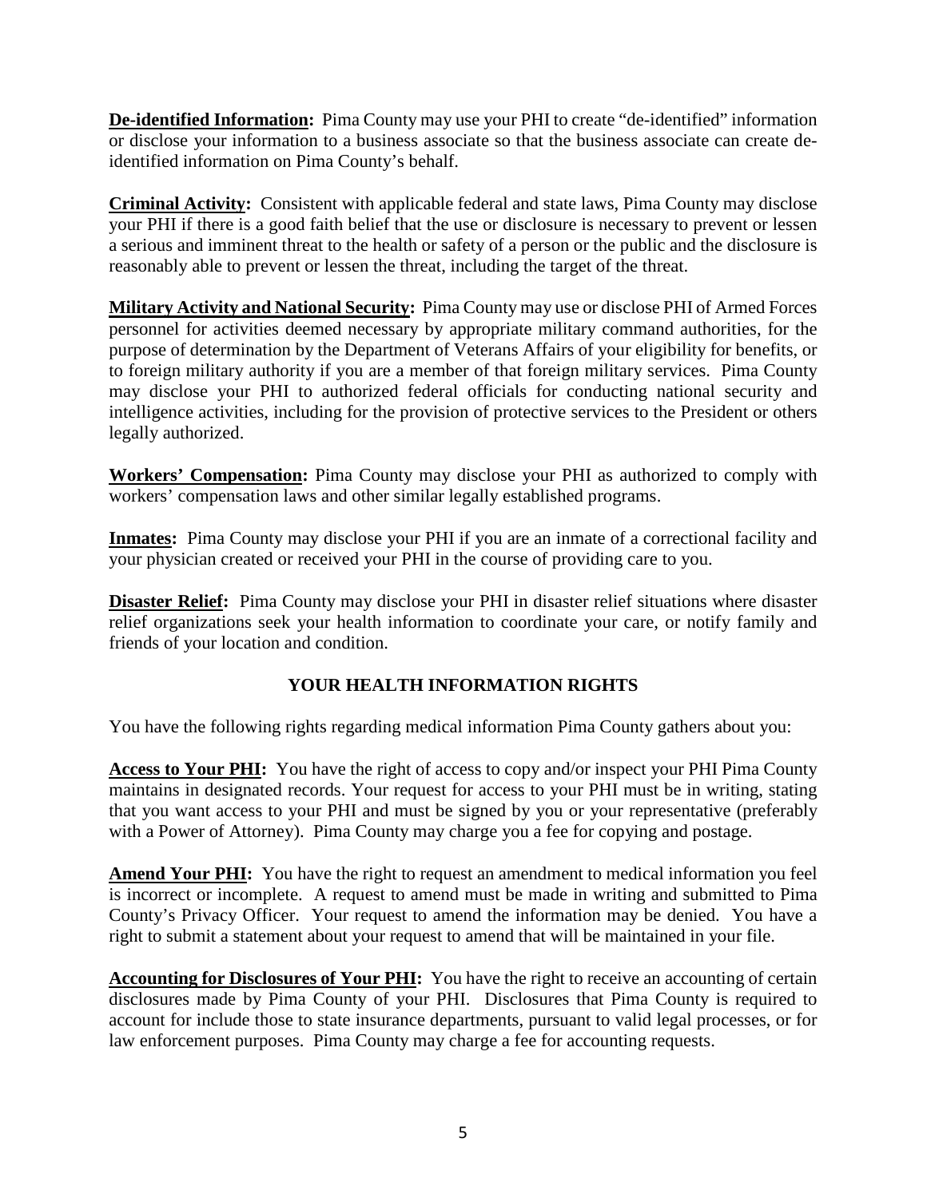**De-identified Information:** Pima County may use your PHI to create "de-identified" information or disclose your information to a business associate so that the business associate can create de-identified information on Pima County's behalf.

**Criminal Activity:** Consistent with applicable federal and state laws, Pima County may disclose your PHI if there is a good faith belief that the use or disclosure is necessary to prevent or lessen a serious and imminent threat to the health or safety of a person or the public and the disclosure is reasonably able to prevent or lessen the threat, including the target of the threat.

**Military Activity and National Security:** Pima County may use or disclose PHI of Armed Forces personnel for activities deemed necessary by appropriate military command authorities, for the purpose of determination by the Department of Veterans Affairs of your eligibility for benefits, or to foreign military authority if you are a member of that foreign military services. Pima County may disclose your PHI to authorized federal officials for conducting national security and intelligence activities, including for the provision of protective services to the President or others legally authorized.

**Workers' Compensation:** Pima County may disclose your PHI as authorized to comply with workers' compensation laws and other similar legally established programs.

**Inmates:** Pima County may disclose your PHI if you are an inmate of a correctional facility and your physician created or received your PHI in the course of providing care to you.

**Disaster Relief:** Pima County may disclose your PHI in disaster relief situations where disaster relief organizations seek your health information to coordinate your care, or notify family and friends of your location and condition.

## YOUR HEALTH INFORMATION RIGHTS

You have the following rights regarding medical information Pima County gathers about you:

**Access to Your PHI:** You have the right of access to copy and/or inspect your PHI Pima County maintains in designated records. Your request for access to your PHI must be in writing, stating that you want access to your PHI and must be signed by you or your representative (preferably with a Power of Attorney). Pima County may charge you a fee for copying and postage.

**Amend Your PHI:** You have the right to request an amendment to medical information you feel is incorrect or incomplete. A request to amend must be made in writing and submitted to Pima County's Privacy Officer. Your request to amend the information may be denied. You have a right to submit a statement about your request to amend that will be maintained in your file.

**Accounting for Disclosures of Your PHI:** You have the right to receive an accounting of certain disclosures made by Pima County of your PHI. Disclosures that Pima County is required to account for include those to state insurance departments, pursuant to valid legal processes, or for law enforcement purposes. Pima County may charge a fee for accounting requests.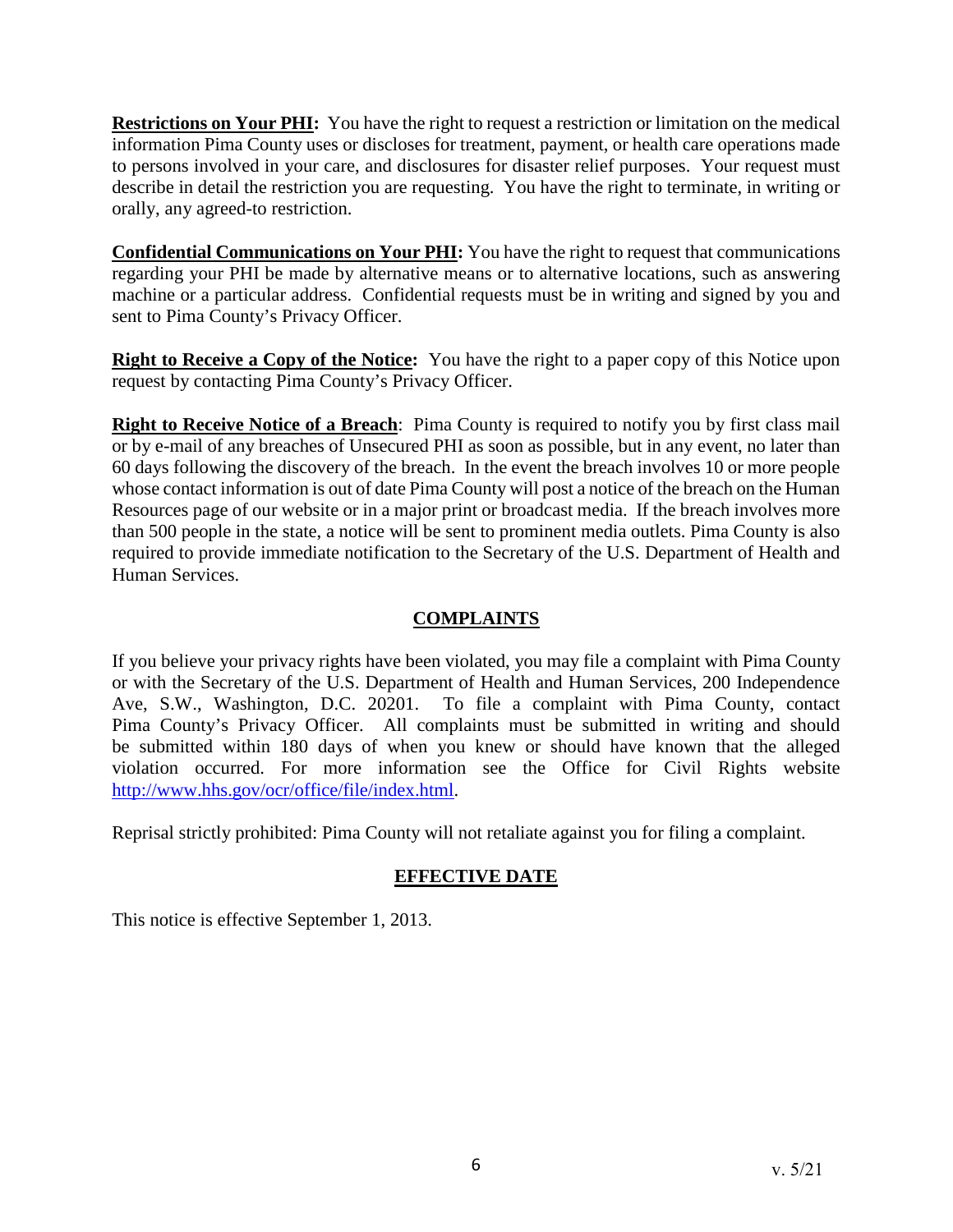**Restrictions on Your PHI:** You have the right to request a restriction or limitation on the medical information Pima County uses or discloses for treatment, payment, or health care operations made to persons involved in your care, and disclosures for disaster relief purposes. Your request must describe in detail the restriction you are requesting. You have the right to terminate, in writing or orally, any agreed-to restriction.

**Confidential Communications on Your PHI:** You have the right to request that communications regarding your PHI be made by alternative means or to alternative locations, such as answering machine or a particular address. Confidential requests must be in writing and signed by you and sent to Pima County's Privacy Officer.

**Right to Receive a Copy of the Notice:** You have the right to a paper copy of this Notice upon request by contacting Pima County's Privacy Officer.

**Right to Receive Notice of a Breach**: Pima County is required to notify you by first class mail or by e-mail of any breaches of Unsecured PHI as soon as possible, but in any event, no later than 60 days following the discovery of the breach. In the event the breach involves 10 or more people whose contact information is out of date Pima County will post a notice of the breach on the Human Resources page of our website or in a major print or broadcast media. If the breach involves more than 500 people in the state, a notice will be sent to prominent media outlets. Pima County is also required to provide immediate notification to the Secretary of the U.S. Department of Health and Human Services.

## COMPLAINTS

If you believe your privacy rights have been violated, you may file a complaint with Pima County or with the Secretary of the U.S. Department of Health and Human Services, 200 Independence Ave, S.W., Washington, D.C. 20201. To file a complaint with Pima County, contact Pima County's Privacy Officer. All complaints must be submitted in writing and should be submitted within 180 days of when you knew or should have known that the alleged violation occurred. For more information see the Office for Civil Rights website http://www.hhs.gov/ocr/office/file/index.html.

Reprisal strictly prohibited: Pima County will not retaliate against you for filing a complaint.

## EFFECTIVE DATE

This notice is effective September 1, 2013.

v. 5/21